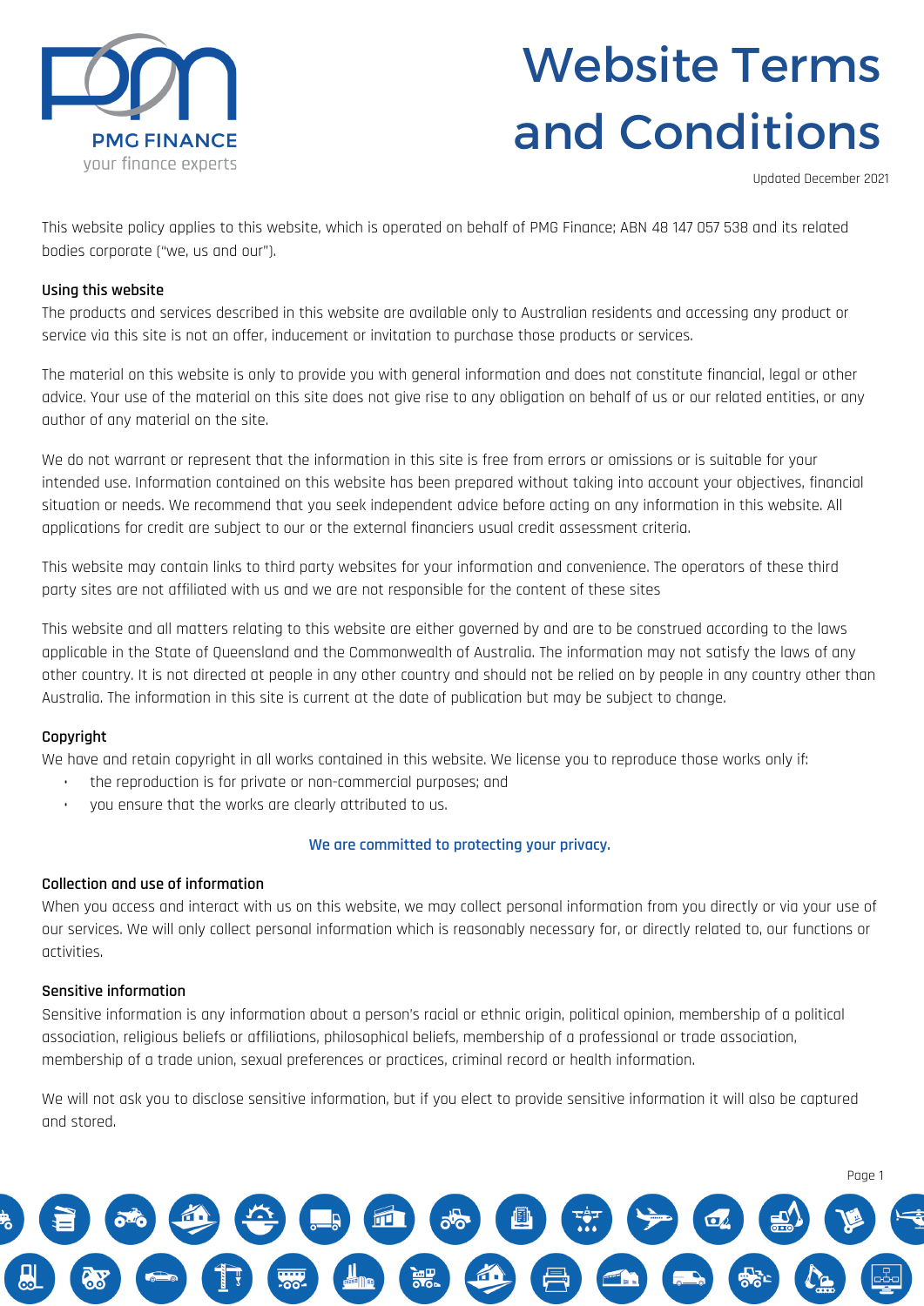PMG FINANCE
your finance experts

# Website Terms and Conditions

Updated December 2021

This website policy applies to this website, which is operated on behalf of PMG Finance; ABN 48 147 057 538 and its related bodies corporate ("we, us and our").

**Using this website**

The products and services described in this website are available only to Australian residents and accessing any product or service via this site is not an offer, inducement or invitation to purchase those products or services.

The material on this website is only to provide you with general information and does not constitute financial, legal or other advice. Your use of the material on this site does not give rise to any obligation on behalf of us or our related entities, or any author of any material on the site.

We do not warrant or represent that the information in this site is free from errors or omissions or is suitable for your intended use. Information contained on this website has been prepared without taking into account your objectives, financial situation or needs. We recommend that you seek independent advice before acting on any information in this website. All applications for credit are subject to our or the external financiers usual credit assessment criteria.

This website may contain links to third party websites for your information and convenience. The operators of these third party sites are not affiliated with us and we are not responsible for the content of these sites

This website and all matters relating to this website are either governed by and are to be construed according to the laws applicable in the State of Queensland and the Commonwealth of Australia. The information may not satisfy the laws of any other country. It is not directed at people in any other country and should not be relied on by people in any country other than Australia. The information in this site is current at the date of publication but may be subject to change.

**Copyright**

We have and retain copyright in all works contained in this website. We license you to reproduce those works only if:

- the reproduction is for private or non-commercial purposes; and
- you ensure that the works are clearly attributed to us.

We are committed to protecting your privacy.

**Collection and use of information**

When you access and interact with us on this website, we may collect personal information from you directly or via your use of our services. We will only collect personal information which is reasonably necessary for, or directly related to, our functions or activities.

**Sensitive information**

Sensitive information is any information about a person's racial or ethnic origin, political opinion, membership of a political association, religious beliefs or affiliations, philosophical beliefs, membership of a professional or trade association, membership of a trade union, sexual preferences or practices, criminal record or health information.

We will not ask you to disclose sensitive information, but if you elect to provide sensitive information it will also be captured and stored.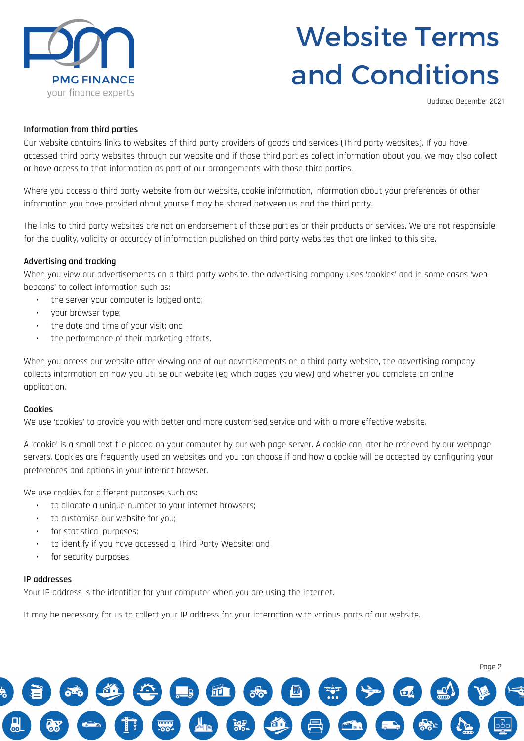# Website Terms and Conditions

Updated December 2021

### Information from third parties

Our website contains links to websites of third party providers of goods and services (Third party websites). If you have accessed third party websites through our website and if those third parties collect information about you, we may also collect or have access to that information as part of our arrangements with those third parties.

Where you access a third party website from our website, cookie information, information about your preferences or other information you have provided about yourself may be shared between us and the third party.

The links to third party websites are not an endorsement of those parties or their products or services. We are not responsible for the quality, validity or accuracy of information published on third party websites that are linked to this site.

### Advertising and tracking

When you view our advertisements on a third party website, the advertising company uses 'cookies' and in some cases 'web beacons' to collect information such as:

- the server your computer is logged onto;
- your browser type;
- the date and time of your visit; and
- the performance of their marketing efforts.

When you access our website after viewing one of our advertisements on a third party website, the advertising company collects information on how you utilise our website (eg which pages you view) and whether you complete an online application.

### Cookies

We use 'cookies' to provide you with better and more customised service and with a more effective website.

A 'cookie' is a small text file placed on your computer by our web page server. A cookie can later be retrieved by our webpage servers. Cookies are frequently used on websites and you can choose if and how a cookie will be accepted by configuring your preferences and options in your internet browser.

We use cookies for different purposes such as:

- to allocate a unique number to your internet browsers;
- to customise our website for you;
- for statistical purposes;
- to identify if you have accessed a Third Party Website; and
- for security purposes.

### IP addresses

Your IP address is the identifier for your computer when you are using the internet.

It may be necessary for us to collect your IP address for your interaction with various parts of our website.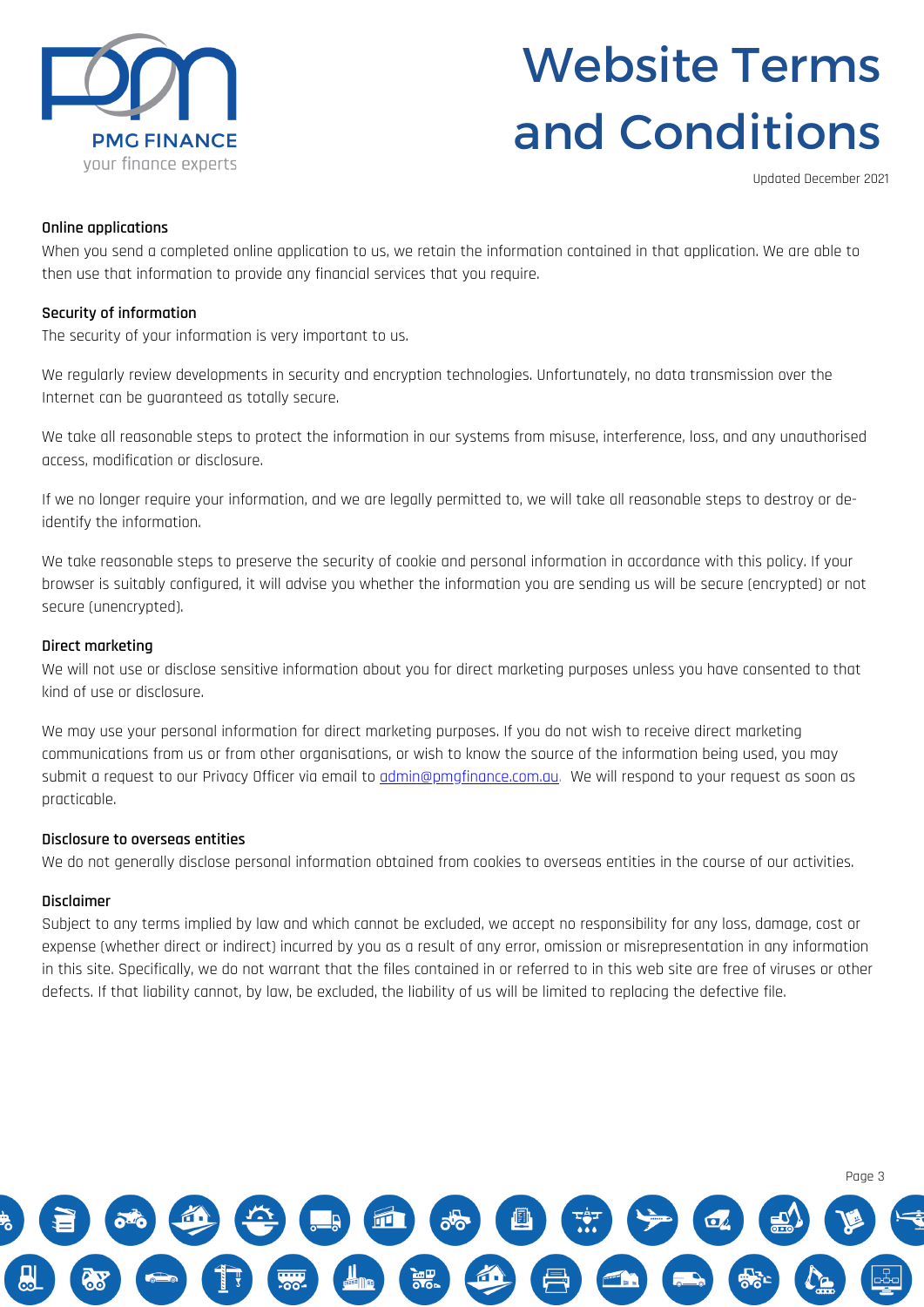PMG FINANCE
your finance experts

# Website Terms and Conditions

Updated December 2021

### Online applications

When you send a completed online application to us, we retain the information contained in that application. We are able to then use that information to provide any financial services that you require.

### Security of information

The security of your information is very important to us.

We regularly review developments in security and encryption technologies. Unfortunately, no data transmission over the Internet can be guaranteed as totally secure.

We take all reasonable steps to protect the information in our systems from misuse, interference, loss, and any unauthorised access, modification or disclosure.

If we no longer require your information, and we are legally permitted to, we will take all reasonable steps to destroy or de-identify the information.

We take reasonable steps to preserve the security of cookie and personal information in accordance with this policy. If your browser is suitably configured, it will advise you whether the information you are sending us will be secure (encrypted) or not secure (unencrypted).

### Direct marketing

We will not use or disclose sensitive information about you for direct marketing purposes unless you have consented to that kind of use or disclosure.

We may use your personal information for direct marketing purposes. If you do not wish to receive direct marketing communications from us or from other organisations, or wish to know the source of the information being used, you may submit a request to our Privacy Officer via email to admin@pmgfinance.com.au. We will respond to your request as soon as practicable.

### Disclosure to overseas entities

We do not generally disclose personal information obtained from cookies to overseas entities in the course of our activities.

### Disclaimer

Subject to any terms implied by law and which cannot be excluded, we accept no responsibility for any loss, damage, cost or expense (whether direct or indirect) incurred by you as a result of any error, omission or misrepresentation in any information in this site. Specifically, we do not warrant that the files contained in or referred to in this web site are free of viruses or other defects. If that liability cannot, by law, be excluded, the liability of us will be limited to replacing the defective file.